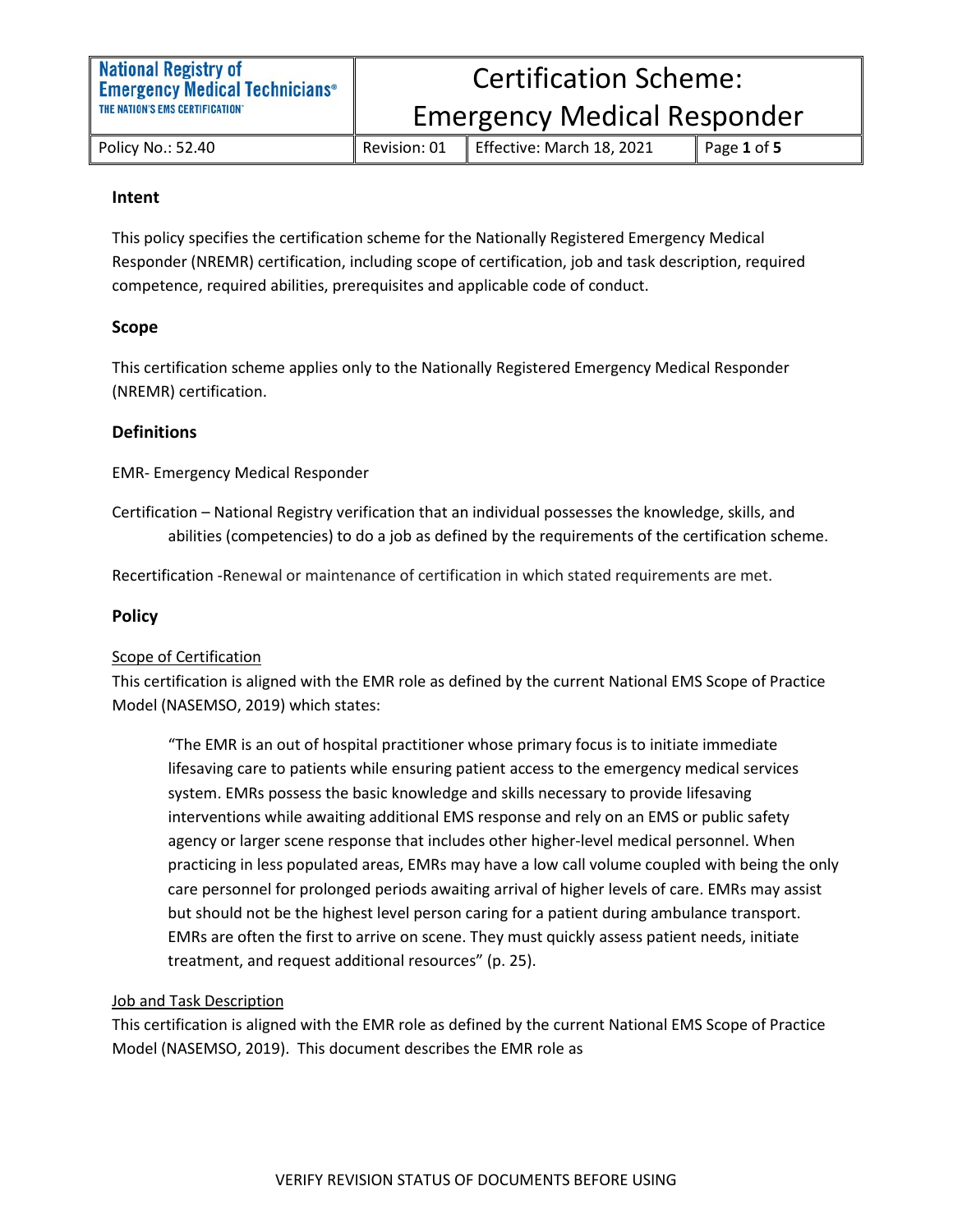| National Registry of Emergency Medical Technicians® THE NATION'S EMS CERTIFICATION™ | Certification Scheme: Emergency Medical Responder | | |
| --- | --- | --- | --- |
| Policy No.: 52.40 | Revision: 01 | Effective: March 18, 2021 | Page 1 of 5 |

## Intent

This policy specifies the certification scheme for the Nationally Registered Emergency Medical Responder (NREMR) certification, including scope of certification, job and task description, required competence, required abilities, prerequisites and applicable code of conduct.

## Scope

This certification scheme applies only to the Nationally Registered Emergency Medical Responder (NREMR) certification.

## Definitions

EMR- Emergency Medical Responder

Certification – National Registry verification that an individual possesses the knowledge, skills, and abilities (competencies) to do a job as defined by the requirements of the certification scheme.

Recertification -Renewal or maintenance of certification in which stated requirements are met.

## Policy

### Scope of Certification

This certification is aligned with the EMR role as defined by the current National EMS Scope of Practice Model (NASEMSO, 2019) which states:

> "The EMR is an out of hospital practitioner whose primary focus is to initiate immediate lifesaving care to patients while ensuring patient access to the emergency medical services system. EMRs possess the basic knowledge and skills necessary to provide lifesaving interventions while awaiting additional EMS response and rely on an EMS or public safety agency or larger scene response that includes other higher-level medical personnel. When practicing in less populated areas, EMRs may have a low call volume coupled with being the only care personnel for prolonged periods awaiting arrival of higher levels of care. EMRs may assist but should not be the highest level person caring for a patient during ambulance transport. EMRs are often the first to arrive on scene. They must quickly assess patient needs, initiate treatment, and request additional resources" (p. 25).

### Job and Task Description

This certification is aligned with the EMR role as defined by the current National EMS Scope of Practice Model (NASEMSO, 2019). This document describes the EMR role as

VERIFY REVISION STATUS OF DOCUMENTS BEFORE USING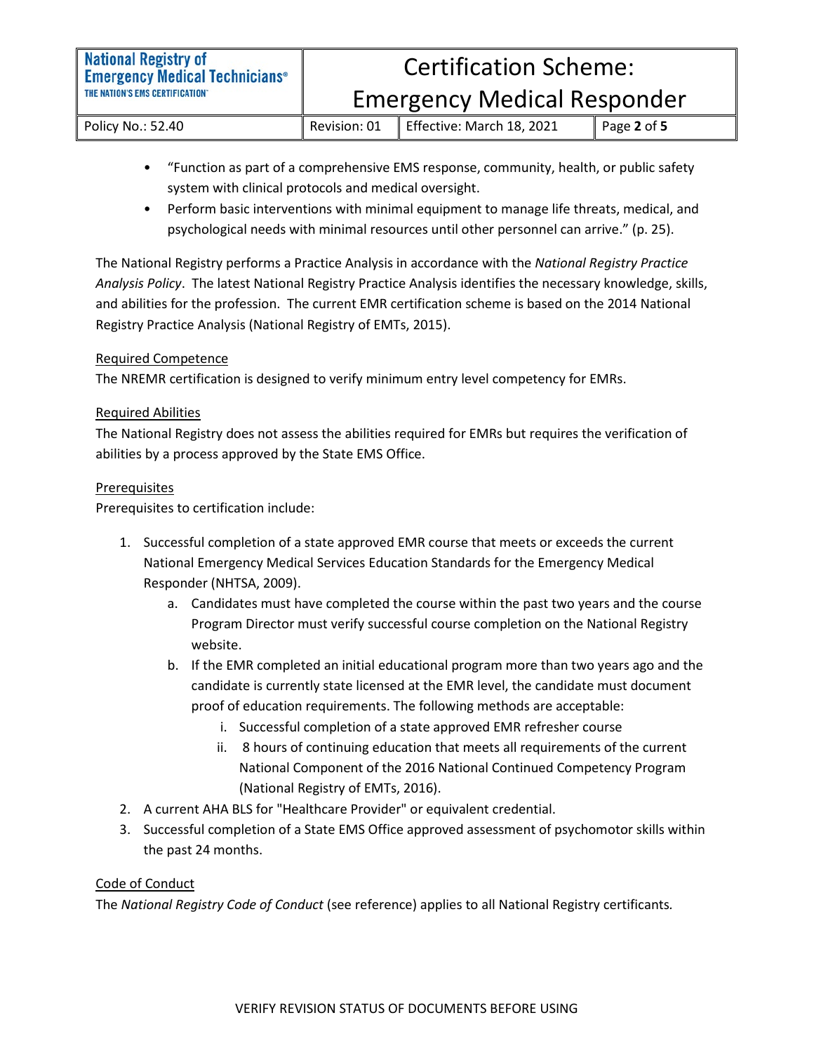- "Function as part of a comprehensive EMS response, community, health, or public safety system with clinical protocols and medical oversight.
- Perform basic interventions with minimal equipment to manage life threats, medical, and psychological needs with minimal resources until other personnel can arrive." (p. 25).

The National Registry performs a Practice Analysis in accordance with the *National Registry Practice Analysis Policy*. The latest National Registry Practice Analysis identifies the necessary knowledge, skills, and abilities for the profession. The current EMR certification scheme is based on the 2014 National Registry Practice Analysis (National Registry of EMTs, 2015).

<u>Required Competence</u>

The NREMR certification is designed to verify minimum entry level competency for EMRs.

<u>Required Abilities</u>

The National Registry does not assess the abilities required for EMRs but requires the verification of abilities by a process approved by the State EMS Office.

<u>Prerequisites</u>

Prerequisites to certification include:

1. Successful completion of a state approved EMR course that meets or exceeds the current National Emergency Medical Services Education Standards for the Emergency Medical Responder (NHTSA, 2009).
    a. Candidates must have completed the course within the past two years and the course Program Director must verify successful course completion on the National Registry website.
    b. If the EMR completed an initial educational program more than two years ago and the candidate is currently state licensed at the EMR level, the candidate must document proof of education requirements. The following methods are acceptable:
        i. Successful completion of a state approved EMR refresher course
        ii. 8 hours of continuing education that meets all requirements of the current National Component of the 2016 National Continued Competency Program (National Registry of EMTs, 2016).
2. A current AHA BLS for "Healthcare Provider" or equivalent credential.
3. Successful completion of a State EMS Office approved assessment of psychomotor skills within the past 24 months.

<u>Code of Conduct</u>

The *National Registry Code of Conduct* (see reference) applies to all National Registry certificants.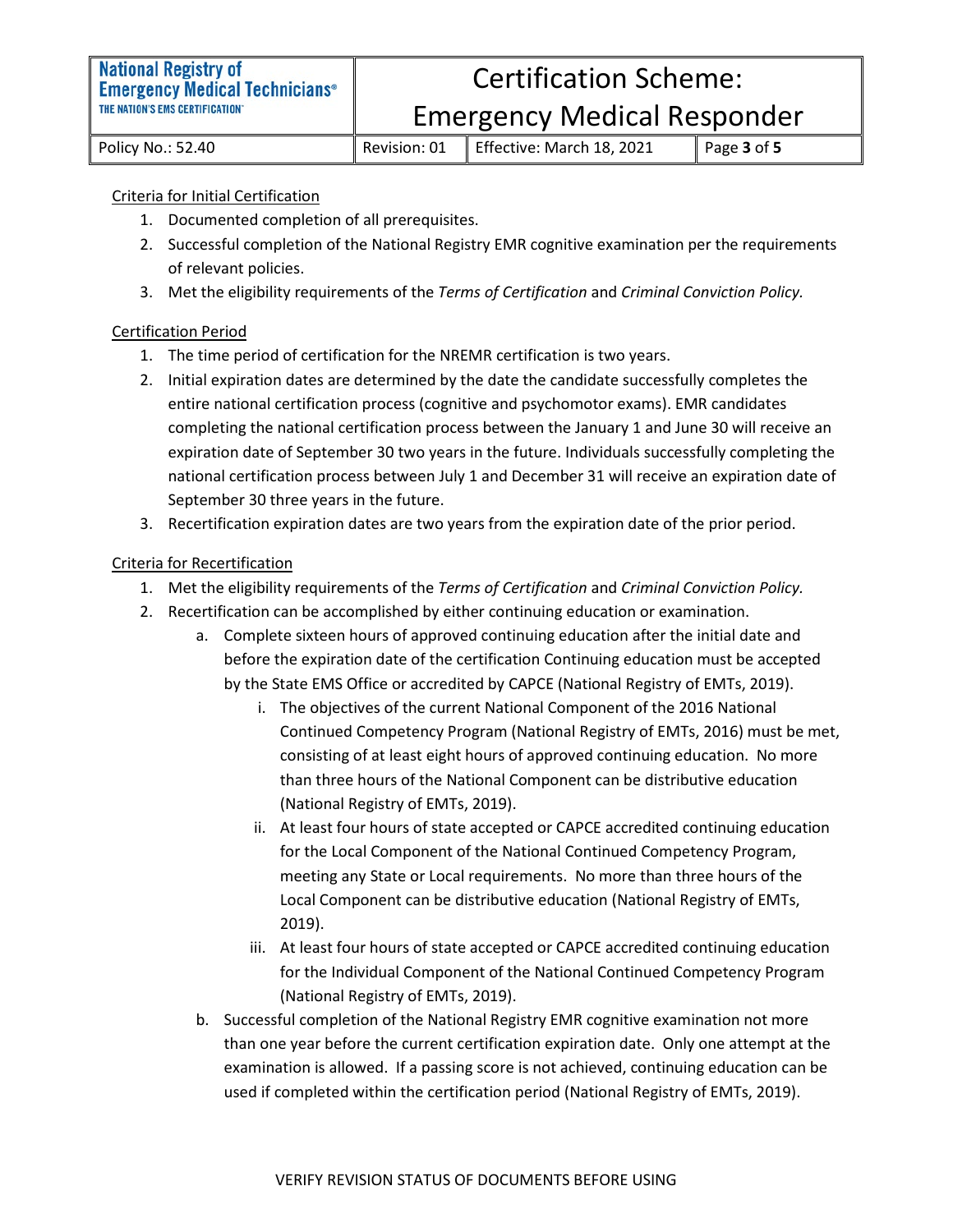Criteria for Initial Certification

1. Documented completion of all prerequisites.
2. Successful completion of the National Registry EMR cognitive examination per the requirements of relevant policies.
3. Met the eligibility requirements of the *Terms of Certification* and *Criminal Conviction Policy.*

Certification Period

1. The time period of certification for the NREMR certification is two years.
2. Initial expiration dates are determined by the date the candidate successfully completes the entire national certification process (cognitive and psychomotor exams). EMR candidates completing the national certification process between the January 1 and June 30 will receive an expiration date of September 30 two years in the future. Individuals successfully completing the national certification process between July 1 and December 31 will receive an expiration date of September 30 three years in the future.
3. Recertification expiration dates are two years from the expiration date of the prior period.

Criteria for Recertification

1. Met the eligibility requirements of the *Terms of Certification* and *Criminal Conviction Policy.*
2. Recertification can be accomplished by either continuing education or examination.
    a. Complete sixteen hours of approved continuing education after the initial date and before the expiration date of the certification Continuing education must be accepted by the State EMS Office or accredited by CAPCE (National Registry of EMTs, 2019).
        i. The objectives of the current National Component of the 2016 National Continued Competency Program (National Registry of EMTs, 2016) must be met, consisting of at least eight hours of approved continuing education. No more than three hours of the National Component can be distributive education (National Registry of EMTs, 2019).
        ii. At least four hours of state accepted or CAPCE accredited continuing education for the Local Component of the National Continued Competency Program, meeting any State or Local requirements. No more than three hours of the Local Component can be distributive education (National Registry of EMTs, 2019).
        iii. At least four hours of state accepted or CAPCE accredited continuing education for the Individual Component of the National Continued Competency Program (National Registry of EMTs, 2019).
    b. Successful completion of the National Registry EMR cognitive examination not more than one year before the current certification expiration date. Only one attempt at the examination is allowed. If a passing score is not achieved, continuing education can be used if completed within the certification period (National Registry of EMTs, 2019).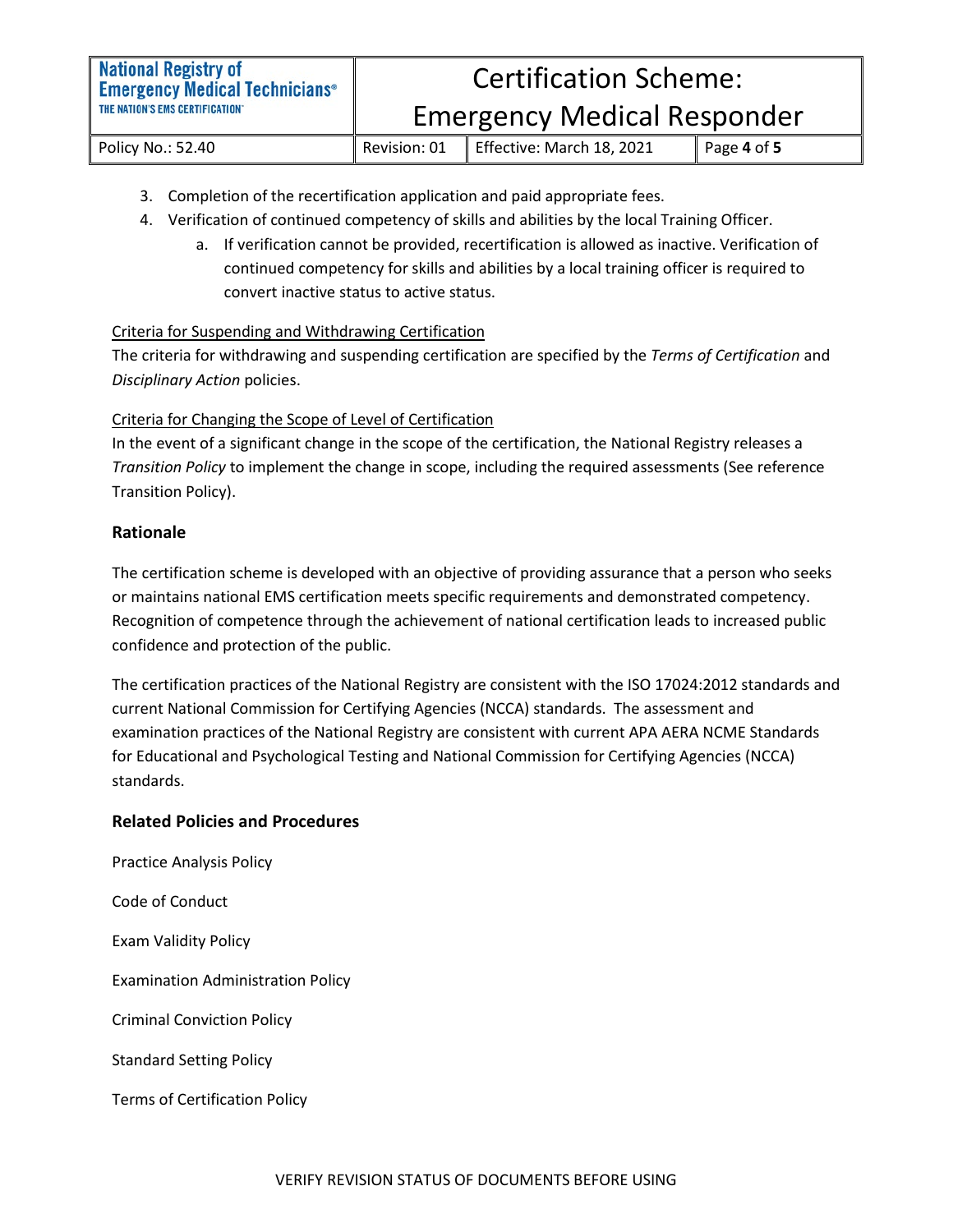3. Completion of the recertification application and paid appropriate fees.
4. Verification of continued competency of skills and abilities by the local Training Officer.
    a. If verification cannot be provided, recertification is allowed as inactive. Verification of continued competency for skills and abilities by a local training officer is required to convert inactive status to active status.

<u>Criteria for Suspending and Withdrawing Certification</u>

The criteria for withdrawing and suspending certification are specified by the *Terms of Certification* and *Disciplinary Action* policies.

<u>Criteria for Changing the Scope of Level of Certification</u>

In the event of a significant change in the scope of the certification, the National Registry releases a *Transition Policy* to implement the change in scope, including the required assessments (See reference Transition Policy).

### Rationale

The certification scheme is developed with an objective of providing assurance that a person who seeks or maintains national EMS certification meets specific requirements and demonstrated competency. Recognition of competence through the achievement of national certification leads to increased public confidence and protection of the public.

The certification practices of the National Registry are consistent with the ISO 17024:2012 standards and current National Commission for Certifying Agencies (NCCA) standards. The assessment and examination practices of the National Registry are consistent with current APA AERA NCME Standards for Educational and Psychological Testing and National Commission for Certifying Agencies (NCCA) standards.

### Related Policies and Procedures

Practice Analysis Policy

Code of Conduct

Exam Validity Policy

Examination Administration Policy

Criminal Conviction Policy

Standard Setting Policy

Terms of Certification Policy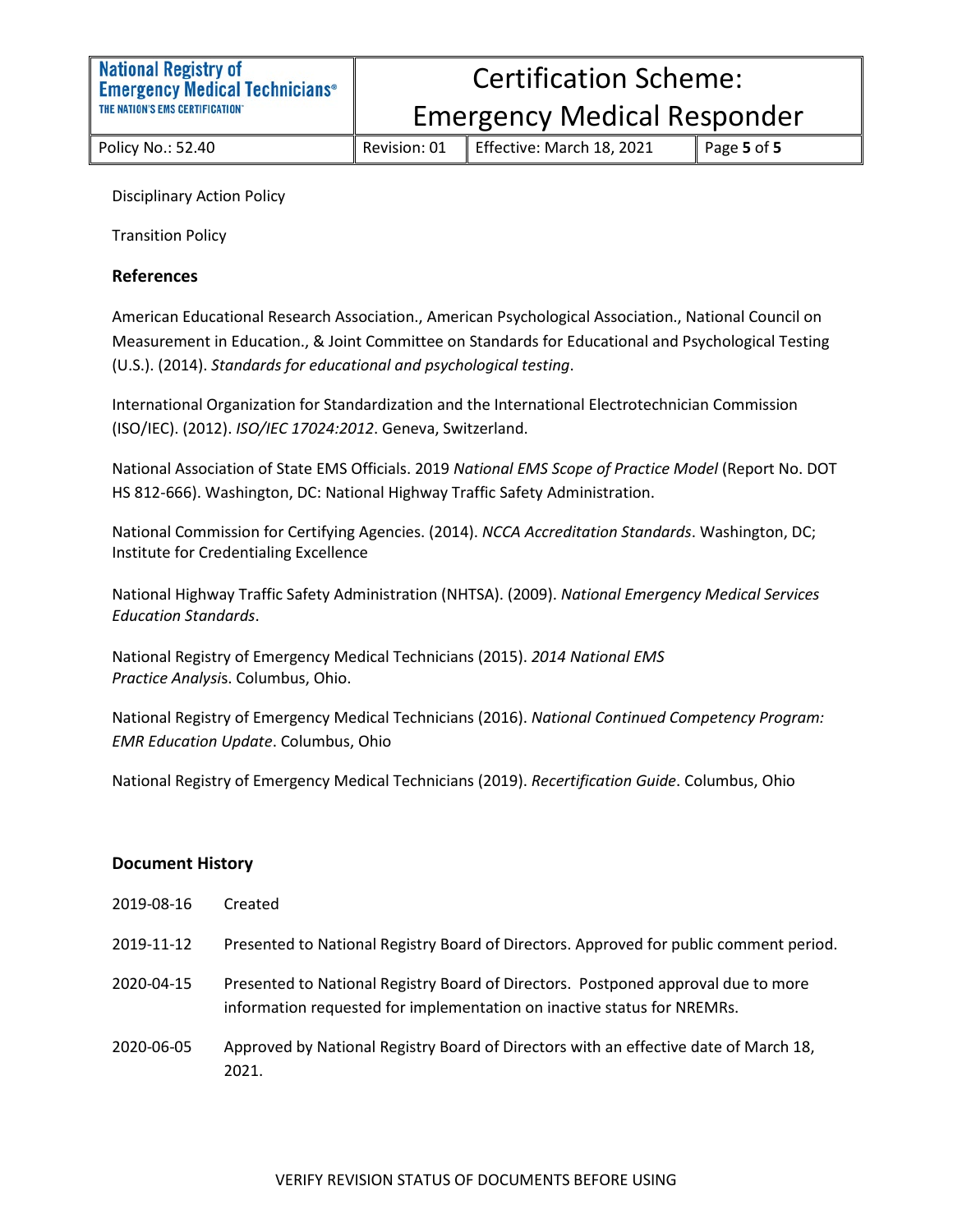Disciplinary Action Policy

Transition Policy

## References

American Educational Research Association., American Psychological Association., National Council on Measurement in Education., & Joint Committee on Standards for Educational and Psychological Testing (U.S.). (2014). *Standards for educational and psychological testing*.

International Organization for Standardization and the International Electrotechnician Commission (ISO/IEC). (2012). *ISO/IEC 17024:2012*. Geneva, Switzerland.

National Association of State EMS Officials. 2019 *National EMS Scope of Practice Model* (Report No. DOT HS 812-666). Washington, DC: National Highway Traffic Safety Administration.

National Commission for Certifying Agencies. (2014). *NCCA Accreditation Standards*. Washington, DC; Institute for Credentialing Excellence

National Highway Traffic Safety Administration (NHTSA). (2009). *National Emergency Medical Services Education Standards*.

National Registry of Emergency Medical Technicians (2015). *2014 National EMS Practice Analysi*s. Columbus, Ohio.

National Registry of Emergency Medical Technicians (2016). *National Continued Competency Program: EMR Education Update*. Columbus, Ohio

National Registry of Emergency Medical Technicians (2019). *Recertification Guide*. Columbus, Ohio

## Document History

| | |
|---|---|
| 2019-08-16 | Created |
| 2019-11-12 | Presented to National Registry Board of Directors. Approved for public comment period. |
| 2020-04-15 | Presented to National Registry Board of Directors. Postponed approval due to more information requested for implementation on inactive status for NREMRs. |
| 2020-06-05 | Approved by National Registry Board of Directors with an effective date of March 18, 2021. |

VERIFY REVISION STATUS OF DOCUMENTS BEFORE USING